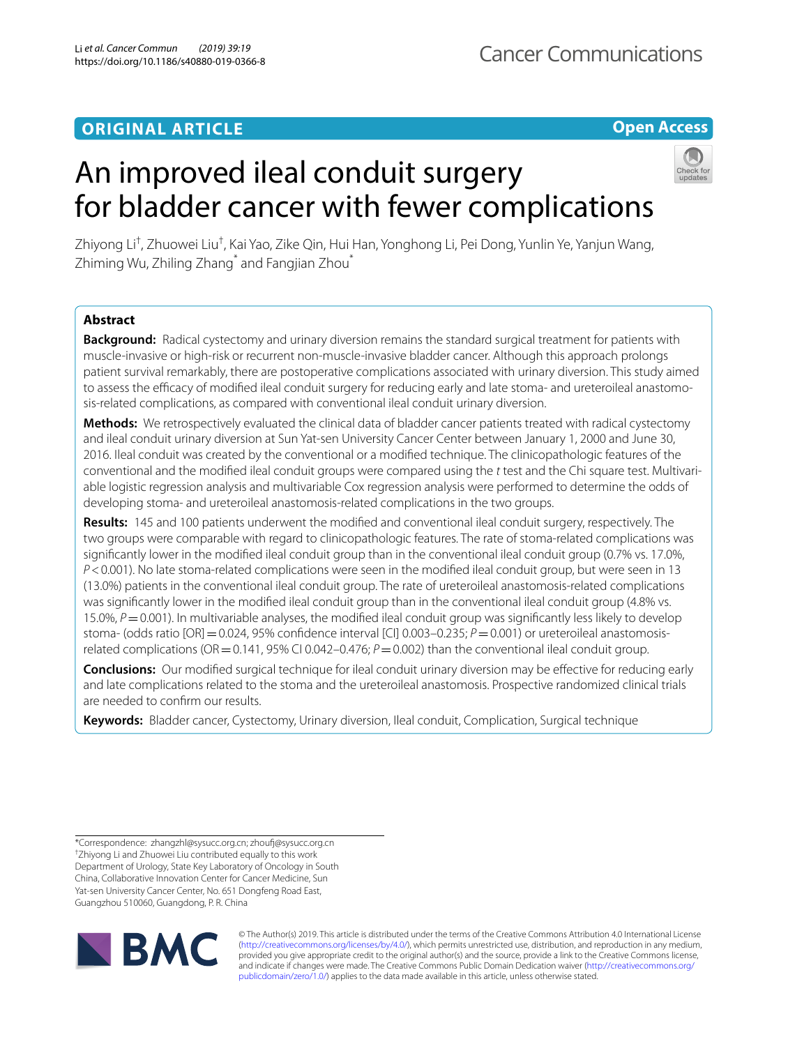ORIGINAL ARTICLE

Open Access

# An improved ileal conduit surgery for bladder cancer with fewer complications

Zhiyong Li[†], Zhuowei Liu[†], Kai Yao, Zike Qin, Hui Han, Yonghong Li, Pei Dong, Yunlin Ye, Yanjun Wang, Zhiming Wu, Zhiling Zhang[*] and Fangjian Zhou[*]

## Abstract

**Background:** Radical cystectomy and urinary diversion remains the standard surgical treatment for patients with muscle-invasive or high-risk or recurrent non-muscle-invasive bladder cancer. Although this approach prolongs patient survival remarkably, there are postoperative complications associated with urinary diversion. This study aimed to assess the efficacy of modified ileal conduit surgery for reducing early and late stoma- and ureteroileal anastomosis-related complications, as compared with conventional ileal conduit urinary diversion.

**Methods:** We retrospectively evaluated the clinical data of bladder cancer patients treated with radical cystectomy and ileal conduit urinary diversion at Sun Yat-sen University Cancer Center between January 1, 2000 and June 30, 2016. Ileal conduit was created by the conventional or a modified technique. The clinicopathologic features of the conventional and the modified ileal conduit groups were compared using the *t* test and the Chi square test. Multivariable logistic regression analysis and multivariable Cox regression analysis were performed to determine the odds of developing stoma- and ureteroileal anastomosis-related complications in the two groups.

**Results:** 145 and 100 patients underwent the modified and conventional ileal conduit surgery, respectively. The two groups were comparable with regard to clinicopathologic features. The rate of stoma-related complications was significantly lower in the modified ileal conduit group than in the conventional ileal conduit group (0.7% vs. 17.0%, $P < 0.001$). No late stoma-related complications were seen in the modified ileal conduit group, but were seen in 13 (13.0%) patients in the conventional ileal conduit group. The rate of ureteroileal anastomosis-related complications was significantly lower in the modified ileal conduit group than in the conventional ileal conduit group (4.8% vs. 15.0%, $P = 0.001$). In multivariable analyses, the modified ileal conduit group was significantly less likely to develop stoma- (odds ratio [OR] = 0.024, 95% confidence interval [CI] 0.003–0.235; $P = 0.001$) or ureteroileal anastomosis-related complications (OR = 0.141, 95% CI 0.042–0.476; $P = 0.002$) than the conventional ileal conduit group.

**Conclusions:** Our modified surgical technique for ileal conduit urinary diversion may be effective for reducing early and late complications related to the stoma and the ureteroileal anastomosis. Prospective randomized clinical trials are needed to confirm our results.

**Keywords:** Bladder cancer, Cystectomy, Urinary diversion, Ileal conduit, Complication, Surgical technique

*Correspondence: zhangzhl@sysucc.org.cn; zhoufj@sysucc.org.cn
[†]Zhiyong Li and Zhuowei Liu contributed equally to this work
Department of Urology, State Key Laboratory of Oncology in South China, Collaborative Innovation Center for Cancer Medicine, Sun Yat-sen University Cancer Center, No. 651 Dongfeng Road East, Guangzhou 510060, Guangdong, P. R. China

© The Author(s) 2019. This article is distributed under the terms of the Creative Commons Attribution 4.0 International License (http://creativecommons.org/licenses/by/4.0/), which permits unrestricted use, distribution, and reproduction in any medium, provided you give appropriate credit to the original author(s) and the source, provide a link to the Creative Commons license, and indicate if changes were made. The Creative Commons Public Domain Dedication waiver (http://creativecommons.org/publicdomain/zero/1.0/) applies to the data made available in this article, unless otherwise stated.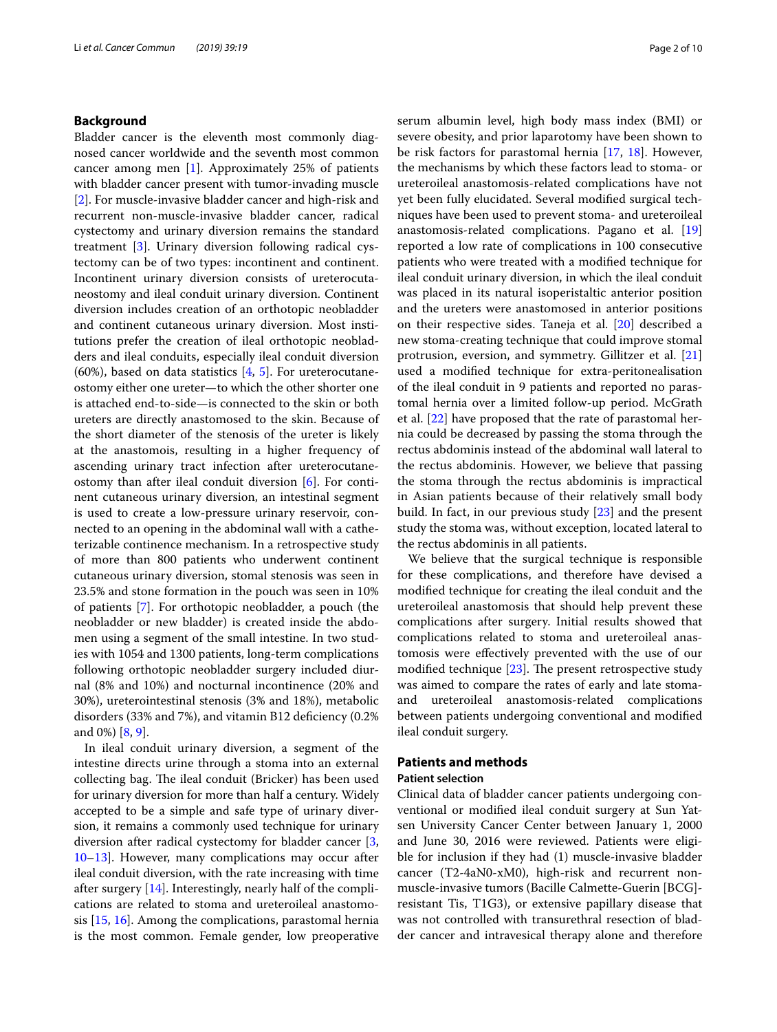## Background

Bladder cancer is the eleventh most commonly diagnosed cancer worldwide and the seventh most common cancer among men [1]. Approximately 25% of patients with bladder cancer present with tumor-invading muscle [2]. For muscle-invasive bladder cancer and high-risk and recurrent non-muscle-invasive bladder cancer, radical cystectomy and urinary diversion remains the standard treatment [3]. Urinary diversion following radical cystectomy can be of two types: incontinent and continent. Incontinent urinary diversion consists of ureterocutaneostomy and ileal conduit urinary diversion. Continent diversion includes creation of an orthotopic neobladder and continent cutaneous urinary diversion. Most institutions prefer the creation of ileal orthotopic neobladders and ileal conduits, especially ileal conduit diversion (60%), based on data statistics [4, 5]. For ureterocutaneostomy either one ureter—to which the other shorter one is attached end-to-side—is connected to the skin or both ureters are directly anastomosed to the skin. Because of the short diameter of the stenosis of the ureter is likely at the anastomois, resulting in a higher frequency of ascending urinary tract infection after ureterocutaneostomy than after ileal conduit diversion [6]. For continent cutaneous urinary diversion, an intestinal segment is used to create a low-pressure urinary reservoir, connected to an opening in the abdominal wall with a catheterizable continence mechanism. In a retrospective study of more than 800 patients who underwent continent cutaneous urinary diversion, stomal stenosis was seen in 23.5% and stone formation in the pouch was seen in 10% of patients [7]. For orthotopic neobladder, a pouch (the neobladder or new bladder) is created inside the abdomen using a segment of the small intestine. In two studies with 1054 and 1300 patients, long-term complications following orthotopic neobladder surgery included diurnal (8% and 10%) and nocturnal incontinence (20% and 30%), ureterointestinal stenosis (3% and 18%), metabolic disorders (33% and 7%), and vitamin B12 deficiency (0.2% and 0%) [8, 9].

In ileal conduit urinary diversion, a segment of the intestine directs urine through a stoma into an external collecting bag. The ileal conduit (Bricker) has been used for urinary diversion for more than half a century. Widely accepted to be a simple and safe type of urinary diversion, it remains a commonly used technique for urinary diversion after radical cystectomy for bladder cancer [3, 10–13]. However, many complications may occur after ileal conduit diversion, with the rate increasing with time after surgery [14]. Interestingly, nearly half of the complications are related to stoma and ureteroileal anastomosis [15, 16]. Among the complications, parastomal hernia is the most common. Female gender, low preoperative serum albumin level, high body mass index (BMI) or severe obesity, and prior laparotomy have been shown to be risk factors for parastomal hernia [17, 18]. However, the mechanisms by which these factors lead to stoma- or ureteroileal anastomosis-related complications have not yet been fully elucidated. Several modified surgical techniques have been used to prevent stoma- and ureteroileal anastomosis-related complications. Pagano et al. [19] reported a low rate of complications in 100 consecutive patients who were treated with a modified technique for ileal conduit urinary diversion, in which the ileal conduit was placed in its natural isoperistaltic anterior position and the ureters were anastomosed in anterior positions on their respective sides. Taneja et al. [20] described a new stoma-creating technique that could improve stomal protrusion, eversion, and symmetry. Gillitzer et al. [21] used a modified technique for extra-peritonealisation of the ileal conduit in 9 patients and reported no parastomal hernia over a limited follow-up period. McGrath et al. [22] have proposed that the rate of parastomal hernia could be decreased by passing the stoma through the rectus abdominis instead of the abdominal wall lateral to the rectus abdominis. However, we believe that passing the stoma through the rectus abdominis is impractical in Asian patients because of their relatively small body build. In fact, in our previous study [23] and the present study the stoma was, without exception, located lateral to the rectus abdominis in all patients.

We believe that the surgical technique is responsible for these complications, and therefore have devised a modified technique for creating the ileal conduit and the ureteroileal anastomosis that should help prevent these complications after surgery. Initial results showed that complications related to stoma and ureteroileal anastomosis were effectively prevented with the use of our modified technique [23]. The present retrospective study was aimed to compare the rates of early and late stoma- and ureteroileal anastomosis-related complications between patients undergoing conventional and modified ileal conduit surgery.

## Patients and methods

### Patient selection

Clinical data of bladder cancer patients undergoing conventional or modified ileal conduit surgery at Sun Yat-sen University Cancer Center between January 1, 2000 and June 30, 2016 were reviewed. Patients were eligible for inclusion if they had (1) muscle-invasive bladder cancer (T2-4aN0-xM0), high-risk and recurrent non-muscle-invasive tumors (Bacille Calmette-Guerin [BCG]-resistant Tis, T1G3), or extensive papillary disease that was not controlled with transurethral resection of bladder cancer and intravesical therapy alone and therefore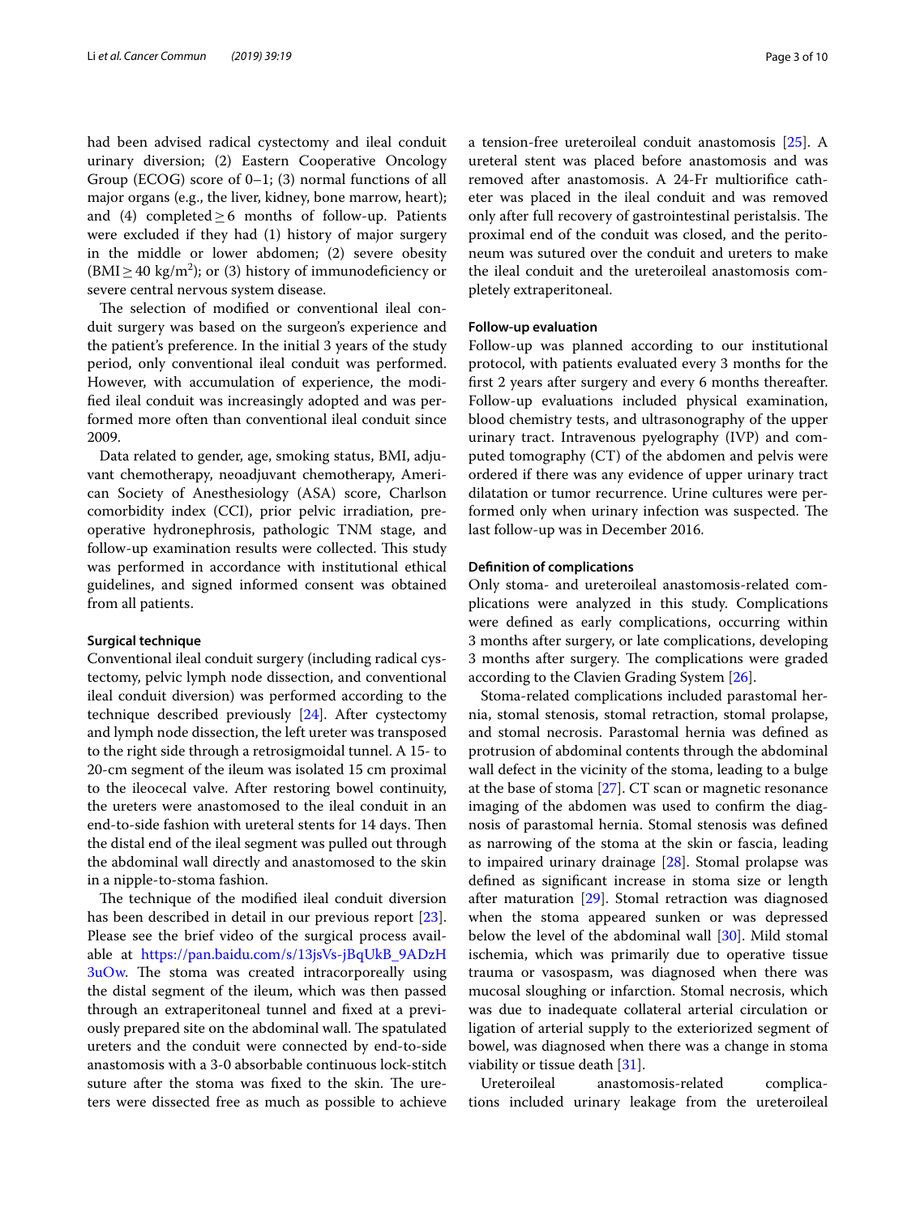had been advised radical cystectomy and ileal conduit urinary diversion; (2) Eastern Cooperative Oncology Group (ECOG) score of 0–1; (3) normal functions of all major organs (e.g., the liver, kidney, bone marrow, heart); and (4) completed ≥ 6 months of follow-up. Patients were excluded if they had (1) history of major surgery in the middle or lower abdomen; (2) severe obesity (BMI ≥ 40 kg/m$^2$); or (3) history of immunodeficiency or severe central nervous system disease.

The selection of modified or conventional ileal conduit surgery was based on the surgeon's experience and the patient's preference. In the initial 3 years of the study period, only conventional ileal conduit was performed. However, with accumulation of experience, the modified ileal conduit was increasingly adopted and was performed more often than conventional ileal conduit since 2009.

Data related to gender, age, smoking status, BMI, adjuvant chemotherapy, neoadjuvant chemotherapy, American Society of Anesthesiology (ASA) score, Charlson comorbidity index (CCI), prior pelvic irradiation, preoperative hydronephrosis, pathologic TNM stage, and follow-up examination results were collected. This study was performed in accordance with institutional ethical guidelines, and signed informed consent was obtained from all patients.

### Surgical technique

Conventional ileal conduit surgery (including radical cystectomy, pelvic lymph node dissection, and conventional ileal conduit diversion) was performed according to the technique described previously [24]. After cystectomy and lymph node dissection, the left ureter was transposed to the right side through a retrosigmoidal tunnel. A 15- to 20-cm segment of the ileum was isolated 15 cm proximal to the ileocecal valve. After restoring bowel continuity, the ureters were anastomosed to the ileal conduit in an end-to-side fashion with ureteral stents for 14 days. Then the distal end of the ileal segment was pulled out through the abdominal wall directly and anastomosed to the skin in a nipple-to-stoma fashion.

The technique of the modified ileal conduit diversion has been described in detail in our previous report [23]. Please see the brief video of the surgical process available at https://pan.baidu.com/s/13jsVs-jBqUkB_9ADzH3uOw. The stoma was created intracorporeally using the distal segment of the ileum, which was then passed through an extraperitoneal tunnel and fixed at a previously prepared site on the abdominal wall. The spatulated ureters and the conduit were connected by end-to-side anastomosis with a 3-0 absorbable continuous lock-stitch suture after the stoma was fixed to the skin. The ureters were dissected free as much as possible to achieve a tension-free ureteroileal conduit anastomosis [25]. A ureteral stent was placed before anastomosis and was removed after anastomosis. A 24-Fr multiorifice catheter was placed in the ileal conduit and was removed only after full recovery of gastrointestinal peristalsis. The proximal end of the conduit was closed, and the peritoneum was sutured over the conduit and ureters to make the ileal conduit and the ureteroileal anastomosis completely extraperitoneal.

### Follow-up evaluation

Follow-up was planned according to our institutional protocol, with patients evaluated every 3 months for the first 2 years after surgery and every 6 months thereafter. Follow-up evaluations included physical examination, blood chemistry tests, and ultrasonography of the upper urinary tract. Intravenous pyelography (IVP) and computed tomography (CT) of the abdomen and pelvis were ordered if there was any evidence of upper urinary tract dilatation or tumor recurrence. Urine cultures were performed only when urinary infection was suspected. The last follow-up was in December 2016.

### Definition of complications

Only stoma- and ureteroileal anastomosis-related complications were analyzed in this study. Complications were defined as early complications, occurring within 3 months after surgery, or late complications, developing 3 months after surgery. The complications were graded according to the Clavien Grading System [26].

Stoma-related complications included parastomal hernia, stomal stenosis, stomal retraction, stomal prolapse, and stomal necrosis. Parastomal hernia was defined as protrusion of abdominal contents through the abdominal wall defect in the vicinity of the stoma, leading to a bulge at the base of stoma [27]. CT scan or magnetic resonance imaging of the abdomen was used to confirm the diagnosis of parastomal hernia. Stomal stenosis was defined as narrowing of the stoma at the skin or fascia, leading to impaired urinary drainage [28]. Stomal prolapse was defined as significant increase in stoma size or length after maturation [29]. Stomal retraction was diagnosed when the stoma appeared sunken or was depressed below the level of the abdominal wall [30]. Mild stomal ischemia, which was primarily due to operative tissue trauma or vasospasm, was diagnosed when there was mucosal sloughing or infarction. Stomal necrosis, which was due to inadequate collateral arterial circulation or ligation of arterial supply to the exteriorized segment of bowel, was diagnosed when there was a change in stoma viability or tissue death [31].

Ureteroileal anastomosis-related complications included urinary leakage from the ureteroileal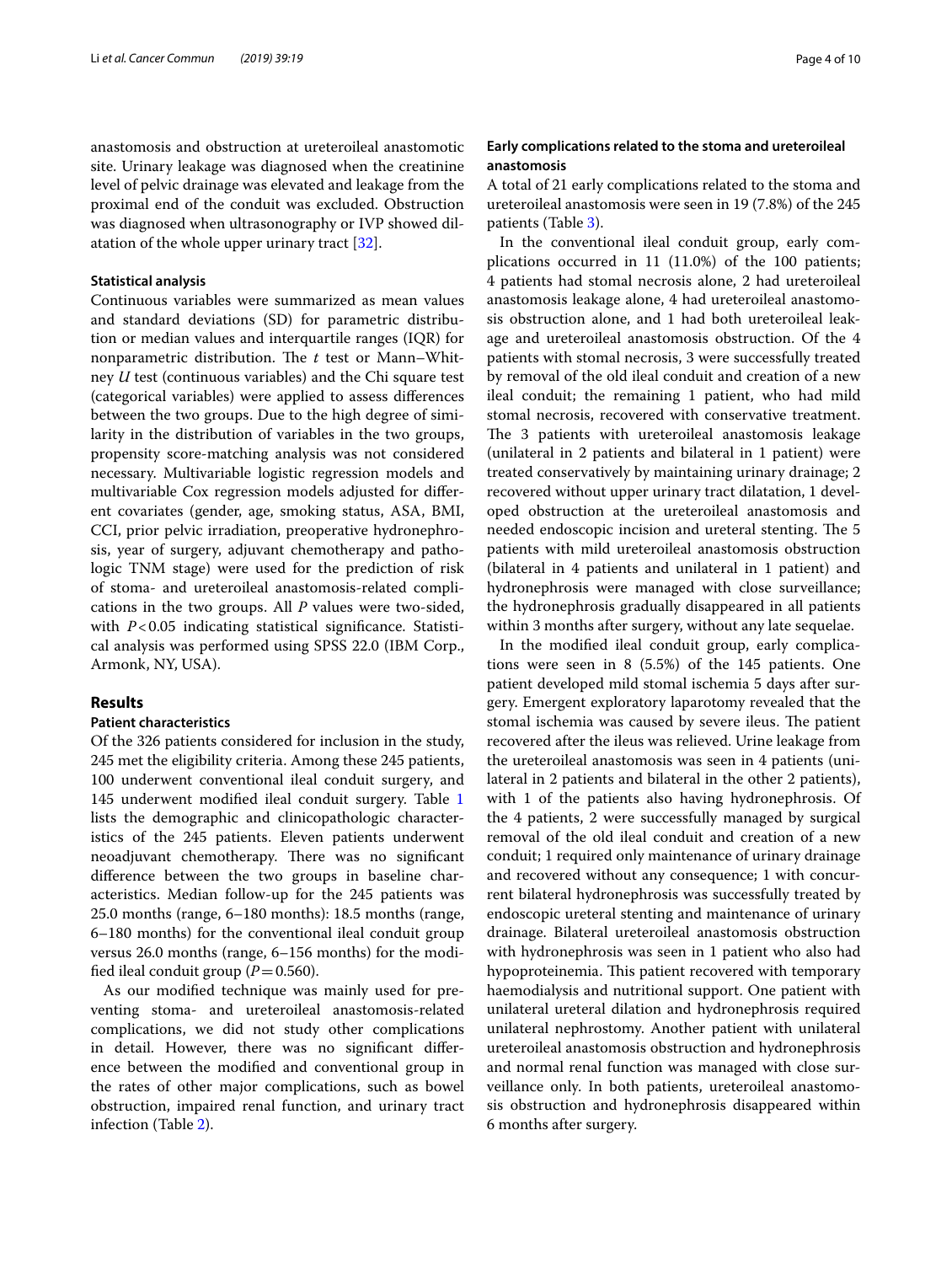anastomosis and obstruction at ureteroileal anastomotic site. Urinary leakage was diagnosed when the creatinine level of pelvic drainage was elevated and leakage from the proximal end of the conduit was excluded. Obstruction was diagnosed when ultrasonography or IVP showed dilatation of the whole upper urinary tract [32].

### Statistical analysis

Continuous variables were summarized as mean values and standard deviations (SD) for parametric distribution or median values and interquartile ranges (IQR) for nonparametric distribution. The *t* test or Mann–Whitney *U* test (continuous variables) and the Chi square test (categorical variables) were applied to assess differences between the two groups. Due to the high degree of similarity in the distribution of variables in the two groups, propensity score-matching analysis was not considered necessary. Multivariable logistic regression models and multivariable Cox regression models adjusted for different covariates (gender, age, smoking status, ASA, BMI, CCI, prior pelvic irradiation, preoperative hydronephrosis, year of surgery, adjuvant chemotherapy and pathologic TNM stage) were used for the prediction of risk of stoma- and ureteroileal anastomosis-related complications in the two groups. All *P* values were two-sided, with $P<0.05$ indicating statistical significance. Statistical analysis was performed using SPSS 22.0 (IBM Corp., Armonk, NY, USA).

## Results

### Patient characteristics

Of the 326 patients considered for inclusion in the study, 245 met the eligibility criteria. Among these 245 patients, 100 underwent conventional ileal conduit surgery, and 145 underwent modified ileal conduit surgery. Table 1 lists the demographic and clinicopathologic characteristics of the 245 patients. Eleven patients underwent neoadjuvant chemotherapy. There was no significant difference between the two groups in baseline characteristics. Median follow-up for the 245 patients was 25.0 months (range, 6–180 months): 18.5 months (range, 6–180 months) for the conventional ileal conduit group versus 26.0 months (range, 6–156 months) for the modified ileal conduit group ($P=0.560$).

As our modified technique was mainly used for preventing stoma- and ureteroileal anastomosis-related complications, we did not study other complications in detail. However, there was no significant difference between the modified and conventional group in the rates of other major complications, such as bowel obstruction, impaired renal function, and urinary tract infection (Table 2).

### Early complications related to the stoma and ureteroileal anastomosis

A total of 21 early complications related to the stoma and ureteroileal anastomosis were seen in 19 (7.8%) of the 245 patients (Table 3).

In the conventional ileal conduit group, early complications occurred in 11 (11.0%) of the 100 patients; 4 patients had stomal necrosis alone, 2 had ureteroileal anastomosis leakage alone, 4 had ureteroileal anastomosis obstruction alone, and 1 had both ureteroileal leakage and ureteroileal anastomosis obstruction. Of the 4 patients with stomal necrosis, 3 were successfully treated by removal of the old ileal conduit and creation of a new ileal conduit; the remaining 1 patient, who had mild stomal necrosis, recovered with conservative treatment. The 3 patients with ureteroileal anastomosis leakage (unilateral in 2 patients and bilateral in 1 patient) were treated conservatively by maintaining urinary drainage; 2 recovered without upper urinary tract dilatation, 1 developed obstruction at the ureteroileal anastomosis and needed endoscopic incision and ureteral stenting. The 5 patients with mild ureteroileal anastomosis obstruction (bilateral in 4 patients and unilateral in 1 patient) and hydronephrosis were managed with close surveillance; the hydronephrosis gradually disappeared in all patients within 3 months after surgery, without any late sequelae.

In the modified ileal conduit group, early complications were seen in 8 (5.5%) of the 145 patients. One patient developed mild stomal ischemia 5 days after surgery. Emergent exploratory laparotomy revealed that the stomal ischemia was caused by severe ileus. The patient recovered after the ileus was relieved. Urine leakage from the ureteroileal anastomosis was seen in 4 patients (unilateral in 2 patients and bilateral in the other 2 patients), with 1 of the patients also having hydronephrosis. Of the 4 patients, 2 were successfully managed by surgical removal of the old ileal conduit and creation of a new conduit; 1 required only maintenance of urinary drainage and recovered without any consequence; 1 with concurrent bilateral hydronephrosis was successfully treated by endoscopic ureteral stenting and maintenance of urinary drainage. Bilateral ureteroileal anastomosis obstruction with hydronephrosis was seen in 1 patient who also had hypoproteinemia. This patient recovered with temporary haemodialysis and nutritional support. One patient with unilateral ureteral dilation and hydronephrosis required unilateral nephrostomy. Another patient with unilateral ureteroileal anastomosis obstruction and hydronephrosis and normal renal function was managed with close surveillance only. In both patients, ureteroileal anastomosis obstruction and hydronephrosis disappeared within 6 months after surgery.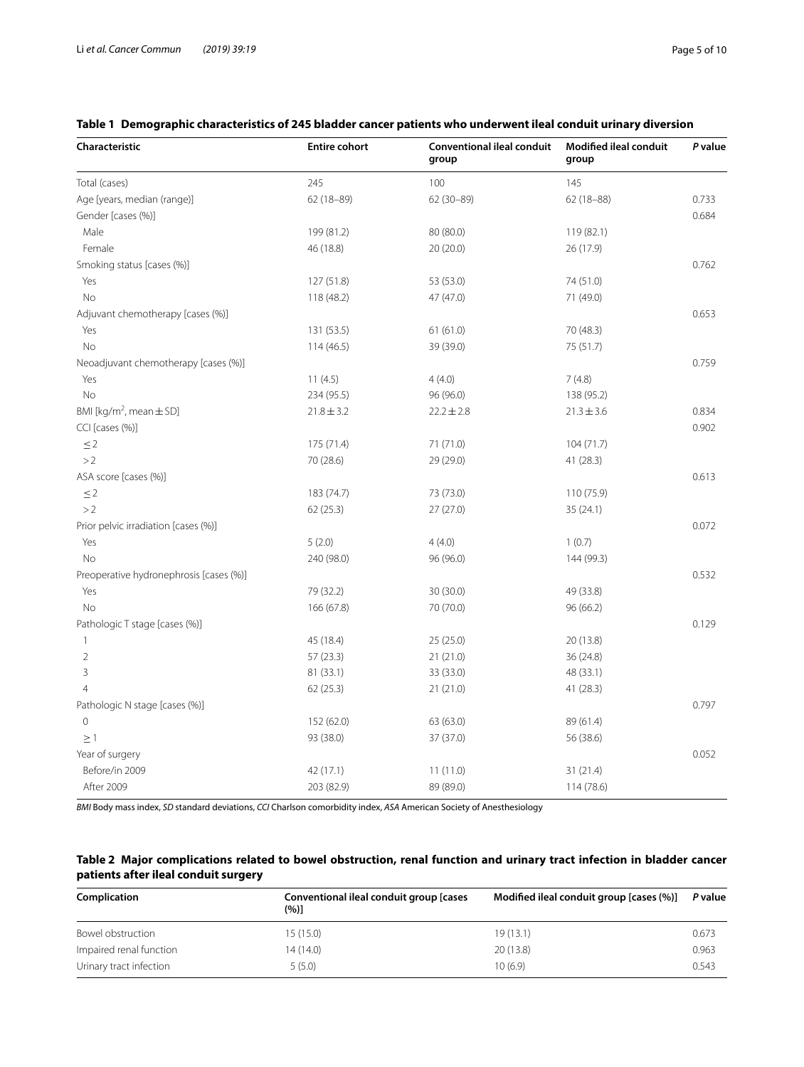**Table 1 Demographic characteristics of 245 bladder cancer patients who underwent ileal conduit urinary diversion**

| Characteristic | Entire cohort | Conventional ileal conduit group | Modified ileal conduit group | P value |
|---|---|---|---|---|
| Total (cases) | 245 | 100 | 145 | |
| Age [years, median (range)] | 62 (18–89) | 62 (30–89) | 62 (18–88) | 0.733 |
| Gender [cases (%)] | | | | 0.684 |
| Male | 199 (81.2) | 80 (80.0) | 119 (82.1) | |
| Female | 46 (18.8) | 20 (20.0) | 26 (17.9) | |
| Smoking status [cases (%)] | | | | 0.762 |
| Yes | 127 (51.8) | 53 (53.0) | 74 (51.0) | |
| No | 118 (48.2) | 47 (47.0) | 71 (49.0) | |
| Adjuvant chemotherapy [cases (%)] | | | | 0.653 |
| Yes | 131 (53.5) | 61 (61.0) | 70 (48.3) | |
| No | 114 (46.5) | 39 (39.0) | 75 (51.7) | |
| Neoadjuvant chemotherapy [cases (%)] | | | | 0.759 |
| Yes | 11 (4.5) | 4 (4.0) | 7 (4.8) | |
| No | 234 (95.5) | 96 (96.0) | 138 (95.2) | |
| BMI [kg/m$^2$, mean ± SD] | 21.8 ± 3.2 | 22.2 ± 2.8 | 21.3 ± 3.6 | 0.834 |
| CCI [cases (%)] | | | | 0.902 |
| ≤ 2 | 175 (71.4) | 71 (71.0) | 104 (71.7) | |
| > 2 | 70 (28.6) | 29 (29.0) | 41 (28.3) | |
| ASA score [cases (%)] | | | | 0.613 |
| ≤ 2 | 183 (74.7) | 73 (73.0) | 110 (75.9) | |
| > 2 | 62 (25.3) | 27 (27.0) | 35 (24.1) | |
| Prior pelvic irradiation [cases (%)] | | | | 0.072 |
| Yes | 5 (2.0) | 4 (4.0) | 1 (0.7) | |
| No | 240 (98.0) | 96 (96.0) | 144 (99.3) | |
| Preoperative hydronephrosis [cases (%)] | | | | 0.532 |
| Yes | 79 (32.2) | 30 (30.0) | 49 (33.8) | |
| No | 166 (67.8) | 70 (70.0) | 96 (66.2) | |
| Pathologic T stage [cases (%)] | | | | 0.129 |
| 1 | 45 (18.4) | 25 (25.0) | 20 (13.8) | |
| 2 | 57 (23.3) | 21 (21.0) | 36 (24.8) | |
| 3 | 81 (33.1) | 33 (33.0) | 48 (33.1) | |
| 4 | 62 (25.3) | 21 (21.0) | 41 (28.3) | |
| Pathologic N stage [cases (%)] | | | | 0.797 |
| 0 | 152 (62.0) | 63 (63.0) | 89 (61.4) | |
| ≥ 1 | 93 (38.0) | 37 (37.0) | 56 (38.6) | |
| Year of surgery | | | | 0.052 |
| Before/in 2009 | 42 (17.1) | 11 (11.0) | 31 (21.4) | |
| After 2009 | 203 (82.9) | 89 (89.0) | 114 (78.6) | |

*BMI* Body mass index, *SD* standard deviations, *CCI* Charlson comorbidity index, *ASA* American Society of Anesthesiology

**Table 2 Major complications related to bowel obstruction, renal function and urinary tract infection in bladder cancer patients after ileal conduit surgery**

| Complication | Conventional ileal conduit group [cases (%)] | Modified ileal conduit group [cases (%)] | P value |
|---|---|---|---|
| Bowel obstruction | 15 (15.0) | 19 (13.1) | 0.673 |
| Impaired renal function | 14 (14.0) | 20 (13.8) | 0.963 |
| Urinary tract infection | 5 (5.0) | 10 (6.9) | 0.543 |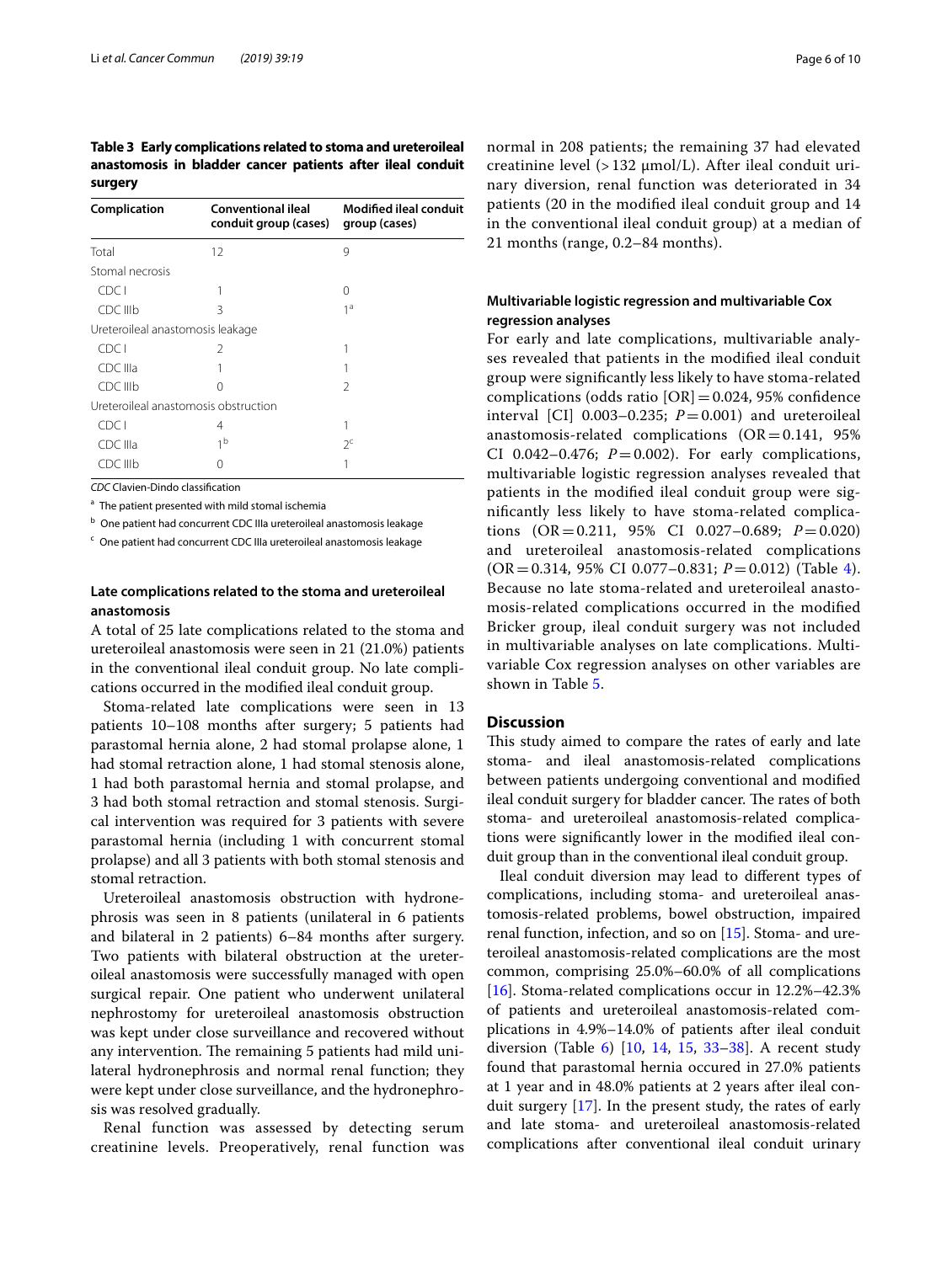**Table 3 Early complications related to stoma and ureteroileal anastomosis in bladder cancer patients after ileal conduit surgery**

| Complication | Conventional ileal conduit group (cases) | Modified ileal conduit group (cases) |
|---|---|---|
| Total | 12 | 9 |
| Stomal necrosis | | |
| CDC I | 1 | 0 |
| CDC IIIb | 3 | 1[a] |
| Ureteroileal anastomosis leakage | | |
| CDC I | 2 | 1 |
| CDC IIIa | 1 | 1 |
| CDC IIIb | 0 | 2 |
| Ureteroileal anastomosis obstruction | | |
| CDC I | 4 | 1 |
| CDC IIIa | 1[b] | 2[c] |
| CDC IIIb | 0 | 1 |

*CDC* Clavien-Dindo classification

[a] The patient presented with mild stomal ischemia

[b] One patient had concurrent CDC IIIa ureteroileal anastomosis leakage

[c] One patient had concurrent CDC IIIa ureteroileal anastomosis leakage

### Late complications related to the stoma and ureteroileal anastomosis

A total of 25 late complications related to the stoma and ureteroileal anastomosis were seen in 21 (21.0%) patients in the conventional ileal conduit group. No late complications occurred in the modified ileal conduit group.

Stoma-related late complications were seen in 13 patients 10–108 months after surgery; 5 patients had parastomal hernia alone, 2 had stomal prolapse alone, 1 had stomal retraction alone, 1 had stomal stenosis alone, 1 had both parastomal hernia and stomal prolapse, and 3 had both stomal retraction and stomal stenosis. Surgical intervention was required for 3 patients with severe parastomal hernia (including 1 with concurrent stomal prolapse) and all 3 patients with both stomal stenosis and stomal retraction.

Ureteroileal anastomosis obstruction with hydronephrosis was seen in 8 patients (unilateral in 6 patients and bilateral in 2 patients) 6–84 months after surgery. Two patients with bilateral obstruction at the ureteroileal anastomosis were successfully managed with open surgical repair. One patient who underwent unilateral nephrostomy for ureteroileal anastomosis obstruction was kept under close surveillance and recovered without any intervention. The remaining 5 patients had mild unilateral hydronephrosis and normal renal function; they were kept under close surveillance, and the hydronephrosis was resolved gradually.

Renal function was assessed by detecting serum creatinine levels. Preoperatively, renal function was normal in 208 patients; the remaining 37 had elevated creatinine level (> 132 μmol/L). After ileal conduit urinary diversion, renal function was deteriorated in 34 patients (20 in the modified ileal conduit group and 14 in the conventional ileal conduit group) at a median of 21 months (range, 0.2–84 months).

### Multivariable logistic regression and multivariable Cox regression analyses

For early and late complications, multivariable analyses revealed that patients in the modified ileal conduit group were significantly less likely to have stoma-related complications (odds ratio [OR] = 0.024, 95% confidence interval [CI] 0.003–0.235; $P = 0.001$) and ureteroileal anastomosis-related complications (OR = 0.141, 95% CI 0.042–0.476; $P = 0.002$). For early complications, multivariable logistic regression analyses revealed that patients in the modified ileal conduit group were significantly less likely to have stoma-related complications (OR = 0.211, 95% CI 0.027–0.689; $P = 0.020$) and ureteroileal anastomosis-related complications (OR = 0.314, 95% CI 0.077–0.831; $P = 0.012$) (Table 4). Because no late stoma-related and ureteroileal anastomosis-related complications occurred in the modified Bricker group, ileal conduit surgery was not included in multivariable analyses on late complications. Multivariable Cox regression analyses on other variables are shown in Table 5.

## Discussion

This study aimed to compare the rates of early and late stoma- and ileal anastomosis-related complications between patients undergoing conventional and modified ileal conduit surgery for bladder cancer. The rates of both stoma- and ureteroileal anastomosis-related complications were significantly lower in the modified ileal conduit group than in the conventional ileal conduit group.

Ileal conduit diversion may lead to different types of complications, including stoma- and ureteroileal anastomosis-related problems, bowel obstruction, impaired renal function, infection, and so on [15]. Stoma- and ureteroileal anastomosis-related complications are the most common, comprising 25.0%–60.0% of all complications [16]. Stoma-related complications occur in 12.2%–42.3% of patients and ureteroileal anastomosis-related complications in 4.9%–14.0% of patients after ileal conduit diversion (Table 6) [10, 14, 15, 33–38]. A recent study found that parastomal hernia occured in 27.0% patients at 1 year and in 48.0% patients at 2 years after ileal conduit surgery [17]. In the present study, the rates of early and late stoma- and ureteroileal anastomosis-related complications after conventional ileal conduit urinary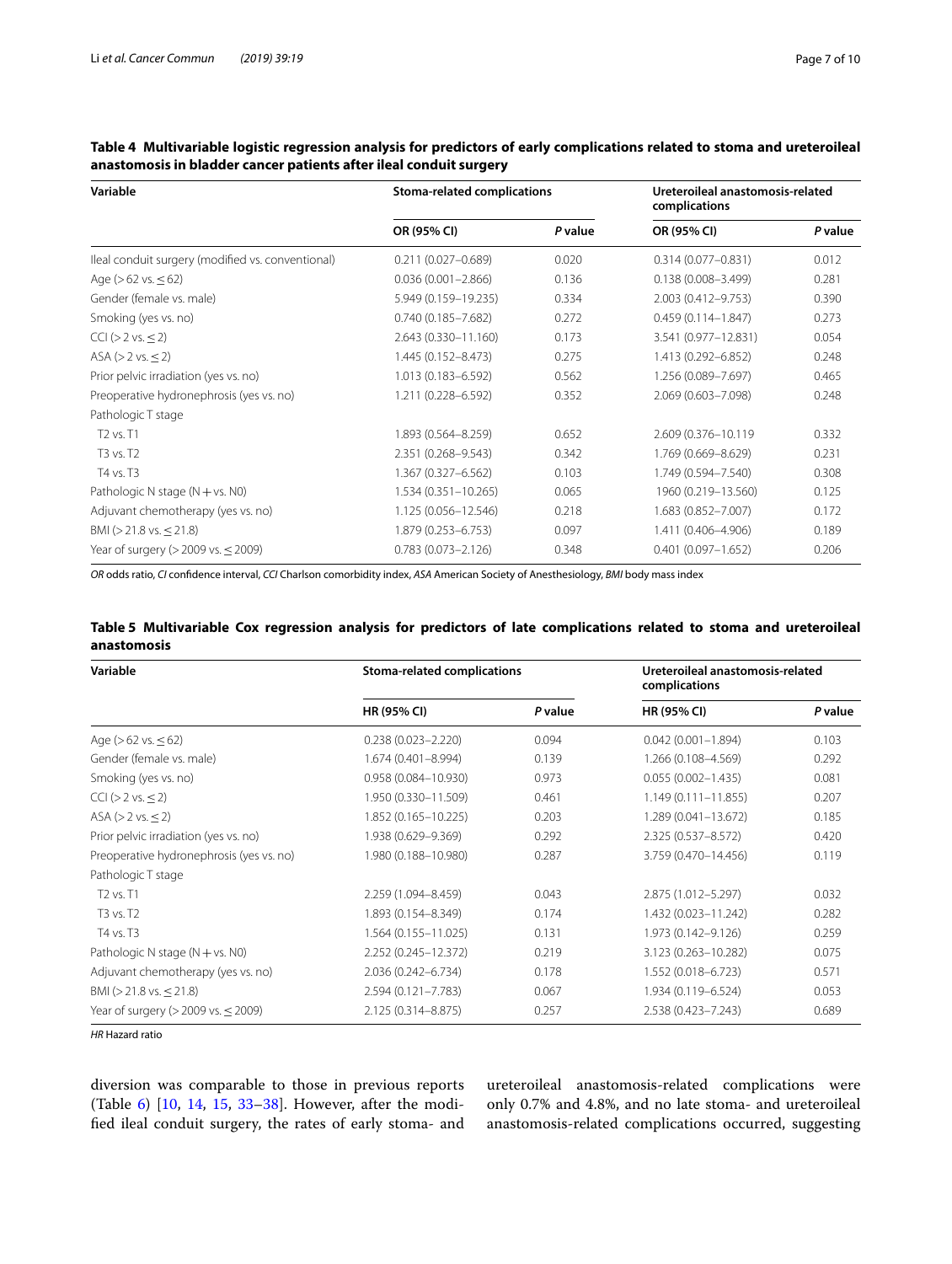**Table 4 Multivariable logistic regression analysis for predictors of early complications related to stoma and ureteroileal anastomosis in bladder cancer patients after ileal conduit surgery**

| Variable | Stoma-related complications | | Ureteroileal anastomosis-related complications | |
|---|---|---|---|---|
| | OR (95% CI) | *P* value | OR (95% CI) | *P* value |
| Ileal conduit surgery (modified vs. conventional) | 0.211 (0.027–0.689) | 0.020 | 0.314 (0.077–0.831) | 0.012 |
| Age (> 62 vs. ≤ 62) | 0.036 (0.001–2.866) | 0.136 | 0.138 (0.008–3.499) | 0.281 |
| Gender (female vs. male) | 5.949 (0.159–19.235) | 0.334 | 2.003 (0.412–9.753) | 0.390 |
| Smoking (yes vs. no) | 0.740 (0.185–7.682) | 0.272 | 0.459 (0.114–1.847) | 0.273 |
| CCI (> 2 vs. ≤ 2) | 2.643 (0.330–11.160) | 0.173 | 3.541 (0.977–12.831) | 0.054 |
| ASA (> 2 vs. ≤ 2) | 1.445 (0.152–8.473) | 0.275 | 1.413 (0.292–6.852) | 0.248 |
| Prior pelvic irradiation (yes vs. no) | 1.013 (0.183–6.592) | 0.562 | 1.256 (0.089–7.697) | 0.465 |
| Preoperative hydronephrosis (yes vs. no) | 1.211 (0.228–6.592) | 0.352 | 2.069 (0.603–7.098) | 0.248 |
| Pathologic T stage | | | | |
| T2 vs. T1 | 1.893 (0.564–8.259) | 0.652 | 2.609 (0.376–10.119 | 0.332 |
| T3 vs. T2 | 2.351 (0.268–9.543) | 0.342 | 1.769 (0.669–8.629) | 0.231 |
| T4 vs. T3 | 1.367 (0.327–6.562) | 0.103 | 1.749 (0.594–7.540) | 0.308 |
| Pathologic N stage (N + vs. N0) | 1.534 (0.351–10.265) | 0.065 | 1960 (0.219–13.560) | 0.125 |
| Adjuvant chemotherapy (yes vs. no) | 1.125 (0.056–12.546) | 0.218 | 1.683 (0.852–7.007) | 0.172 |
| BMI (> 21.8 vs. ≤ 21.8) | 1.879 (0.253–6.753) | 0.097 | 1.411 (0.406–4.906) | 0.189 |
| Year of surgery (> 2009 vs. ≤ 2009) | 0.783 (0.073–2.126) | 0.348 | 0.401 (0.097–1.652) | 0.206 |

*OR* odds ratio, *CI* confidence interval, *CCI* Charlson comorbidity index, *ASA* American Society of Anesthesiology, *BMI* body mass index

**Table 5 Multivariable Cox regression analysis for predictors of late complications related to stoma and ureteroileal anastomosis**

| Variable | Stoma-related complications | | Ureteroileal anastomosis-related complications | |
|---|---|---|---|---|
| | HR (95% CI) | *P* value | HR (95% CI) | *P* value |
| Age (> 62 vs. ≤ 62) | 0.238 (0.023–2.220) | 0.094 | 0.042 (0.001–1.894) | 0.103 |
| Gender (female vs. male) | 1.674 (0.401–8.994) | 0.139 | 1.266 (0.108–4.569) | 0.292 |
| Smoking (yes vs. no) | 0.958 (0.084–10.930) | 0.973 | 0.055 (0.002–1.435) | 0.081 |
| CCI (> 2 vs. ≤ 2) | 1.950 (0.330–11.509) | 0.461 | 1.149 (0.111–11.855) | 0.207 |
| ASA (> 2 vs. ≤ 2) | 1.852 (0.165–10.225) | 0.203 | 1.289 (0.041–13.672) | 0.185 |
| Prior pelvic irradiation (yes vs. no) | 1.938 (0.629–9.369) | 0.292 | 2.325 (0.537–8.572) | 0.420 |
| Preoperative hydronephrosis (yes vs. no) | 1.980 (0.188–10.980) | 0.287 | 3.759 (0.470–14.456) | 0.119 |
| Pathologic T stage | | | | |
| T2 vs. T1 | 2.259 (1.094–8.459) | 0.043 | 2.875 (1.012–5.297) | 0.032 |
| T3 vs. T2 | 1.893 (0.154–8.349) | 0.174 | 1.432 (0.023–11.242) | 0.282 |
| T4 vs. T3 | 1.564 (0.155–11.025) | 0.131 | 1.973 (0.142–9.126) | 0.259 |
| Pathologic N stage (N + vs. N0) | 2.252 (0.245–12.372) | 0.219 | 3.123 (0.263–10.282) | 0.075 |
| Adjuvant chemotherapy (yes vs. no) | 2.036 (0.242–6.734) | 0.178 | 1.552 (0.018–6.723) | 0.571 |
| BMI (> 21.8 vs. ≤ 21.8) | 2.594 (0.121–7.783) | 0.067 | 1.934 (0.119–6.524) | 0.053 |
| Year of surgery (> 2009 vs. ≤ 2009) | 2.125 (0.314–8.875) | 0.257 | 2.538 (0.423–7.243) | 0.689 |

*HR* Hazard ratio

diversion was comparable to those in previous reports (Table 6) [10, 14, 15, 33–38]. However, after the modified ileal conduit surgery, the rates of early stoma- and ureteroileal anastomosis-related complications were only 0.7% and 4.8%, and no late stoma- and ureteroileal anastomosis-related complications occurred, suggesting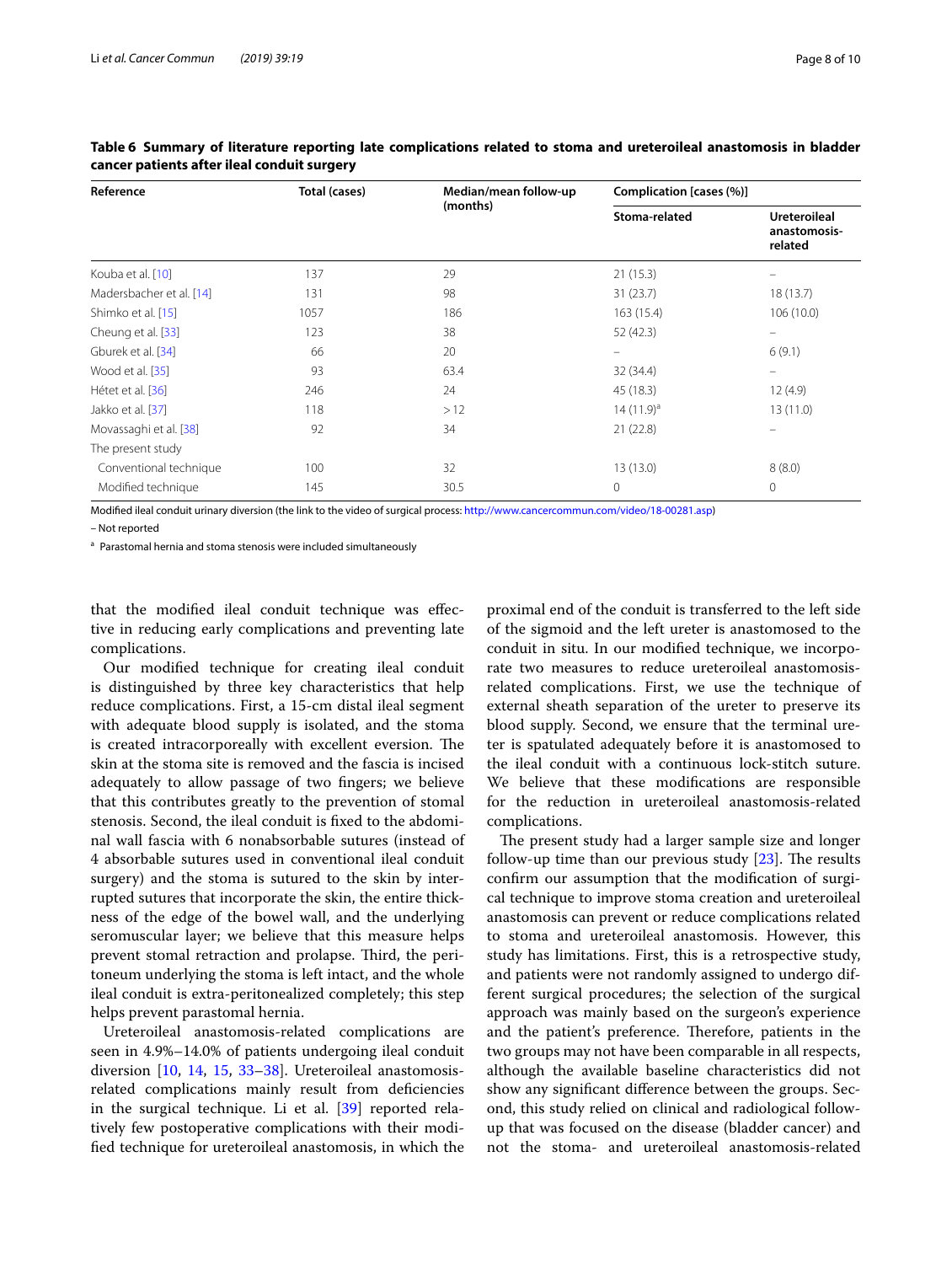**Table 6 Summary of literature reporting late complications related to stoma and ureteroileal anastomosis in bladder cancer patients after ileal conduit surgery**

| Reference | Total (cases) | Median/mean follow-up (months) | Complication [cases (%)] | |
|---|---|---|---|---|
| | | | Stoma-related | Ureteroileal anastomosis-related |
| Kouba et al. [10] | 137 | 29 | 21 (15.3) | – |
| Madersbacher et al. [14] | 131 | 98 | 31 (23.7) | 18 (13.7) |
| Shimko et al. [15] | 1057 | 186 | 163 (15.4) | 106 (10.0) |
| Cheung et al. [33] | 123 | 38 | 52 (42.3) | – |
| Gburek et al. [34] | 66 | 20 | – | 6 (9.1) |
| Wood et al. [35] | 93 | 63.4 | 32 (34.4) | – |
| Hétet et al. [36] | 246 | 24 | 45 (18.3) | 12 (4.9) |
| Jakko et al. [37] | 118 | > 12 | 14 (11.9)[a] | 13 (11.0) |
| Movassaghi et al. [38] | 92 | 34 | 21 (22.8) | – |
| The present study | | | | |
| Conventional technique | 100 | 32 | 13 (13.0) | 8 (8.0) |
| Modified technique | 145 | 30.5 | 0 | 0 |

Modified ileal conduit urinary diversion (the link to the video of surgical process: http://www.cancercommun.com/video/18-00281.asp)

– Not reported

[a] Parastomal hernia and stoma stenosis were included simultaneously

that the modified ileal conduit technique was effective in reducing early complications and preventing late complications.

Our modified technique for creating ileal conduit is distinguished by three key characteristics that help reduce complications. First, a 15-cm distal ileal segment with adequate blood supply is isolated, and the stoma is created intracorporeally with excellent eversion. The skin at the stoma site is removed and the fascia is incised adequately to allow passage of two fingers; we believe that this contributes greatly to the prevention of stomal stenosis. Second, the ileal conduit is fixed to the abdominal wall fascia with 6 nonabsorbable sutures (instead of 4 absorbable sutures used in conventional ileal conduit surgery) and the stoma is sutured to the skin by interrupted sutures that incorporate the skin, the entire thickness of the edge of the bowel wall, and the underlying seromuscular layer; we believe that this measure helps prevent stomal retraction and prolapse. Third, the peritoneum underlying the stoma is left intact, and the whole ileal conduit is extra-peritonealized completely; this step helps prevent parastomal hernia.

Ureteroileal anastomosis-related complications are seen in 4.9%–14.0% of patients undergoing ileal conduit diversion [10, 14, 15, 33–38]. Ureteroileal anastomosis-related complications mainly result from deficiencies in the surgical technique. Li et al. [39] reported relatively few postoperative complications with their modified technique for ureteroileal anastomosis, in which the proximal end of the conduit is transferred to the left side of the sigmoid and the left ureter is anastomosed to the conduit in situ. In our modified technique, we incorporate two measures to reduce ureteroileal anastomosis-related complications. First, we use the technique of external sheath separation of the ureter to preserve its blood supply. Second, we ensure that the terminal ureter is spatulated adequately before it is anastomosed to the ileal conduit with a continuous lock-stitch suture. We believe that these modifications are responsible for the reduction in ureteroileal anastomosis-related complications.

The present study had a larger sample size and longer follow-up time than our previous study [23]. The results confirm our assumption that the modification of surgical technique to improve stoma creation and ureteroileal anastomosis can prevent or reduce complications related to stoma and ureteroileal anastomosis. However, this study has limitations. First, this is a retrospective study, and patients were not randomly assigned to undergo different surgical procedures; the selection of the surgical approach was mainly based on the surgeon's experience and the patient's preference. Therefore, patients in the two groups may not have been comparable in all respects, although the available baseline characteristics did not show any significant difference between the groups. Second, this study relied on clinical and radiological follow-up that was focused on the disease (bladder cancer) and not the stoma- and ureteroileal anastomosis-related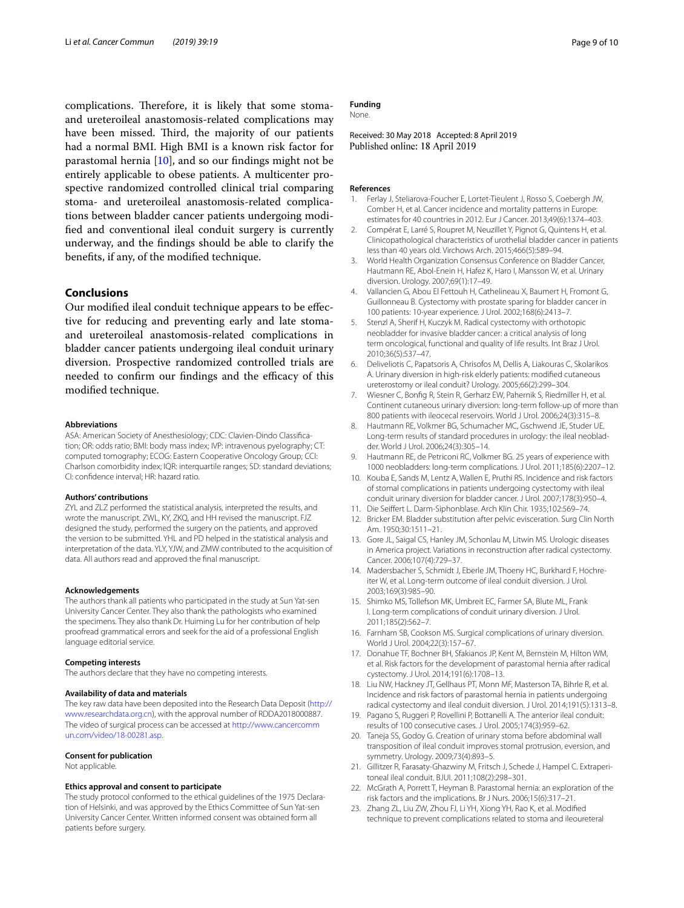complications. Therefore, it is likely that some stoma- and ureteroileal anastomosis-related complications may have been missed. Third, the majority of our patients had a normal BMI. High BMI is a known risk factor for parastomal hernia [10], and so our findings might not be entirely applicable to obese patients. A multicenter prospective randomized controlled clinical trial comparing stoma- and ureteroileal anastomosis-related complications between bladder cancer patients undergoing modified and conventional ileal conduit surgery is currently underway, and the findings should be able to clarify the benefits, if any, of the modified technique.

## Conclusions

Our modified ileal conduit technique appears to be effective for reducing and preventing early and late stoma- and ureteroileal anastomosis-related complications in bladder cancer patients undergoing ileal conduit urinary diversion. Prospective randomized controlled trials are needed to confirm our findings and the efficacy of this modified technique.

#### Abbreviations

ASA: American Society of Anesthesiology; CDC: Clavien-Dindo Classification; OR: odds ratio; BMI: body mass index; IVP: intravenous pyelography; CT: computed tomography; ECOG: Eastern Cooperative Oncology Group; CCI: Charlson comorbidity index; IQR: interquartile ranges; SD: standard deviations; CI: confidence interval; HR: hazard ratio.

#### Authors' contributions

ZYL and ZLZ performed the statistical analysis, interpreted the results, and wrote the manuscript. ZWL, KY, ZKQ, and HH revised the manuscript. FJZ designed the study, performed the surgery on the patients, and approved the version to be submitted. YHL and PD helped in the statistical analysis and interpretation of the data. YLY, YJW, and ZMW contributed to the acquisition of data. All authors read and approved the final manuscript.

#### Acknowledgements

The authors thank all patients who participated in the study at Sun Yat-sen University Cancer Center. They also thank the pathologists who examined the specimens. They also thank Dr. Huiming Lu for her contribution of help proofread grammatical errors and seek for the aid of a professional English language editorial service.

#### Competing interests

The authors declare that they have no competing interests.

#### Availability of data and materials

The key raw data have been deposited into the Research Data Deposit (http://www.researchdata.org.cn), with the approval number of RDDA2018000887. The video of surgical process can be accessed at http://www.cancercommun.com/video/18-00281.asp.

#### Consent for publication

Not applicable.

#### Ethics approval and consent to participate

The study protocol conformed to the ethical guidelines of the 1975 Declaration of Helsinki, and was approved by the Ethics Committee of Sun Yat-sen University Cancer Center. Written informed consent was obtained form all patients before surgery.

#### Funding

None.

Received: 30 May 2018 Accepted: 8 April 2019
Published online: 18 April 2019

#### References

1. Ferlay J, Steliarova-Foucher E, Lortet-Tieulent J, Rosso S, Coebergh JW, Comber H, et al. Cancer incidence and mortality patterns in Europe: estimates for 40 countries in 2012. Eur J Cancer. 2013;49(6):1374–403.
2. Compérat E, Larré S, Roupret M, Neuzillet Y, Pignot G, Quintens H, et al. Clinicopathological characteristics of urothelial bladder cancer in patients less than 40 years old. Virchows Arch. 2015;466(5):589–94.
3. World Health Organization Consensus Conference on Bladder Cancer, Hautmann RE, Abol-Enein H, Hafez K, Haro I, Mansson W, et al. Urinary diversion. Urology. 2007;69(1):17–49.
4. Vallancien G, Abou El Fettouh H, Cathelineau X, Baumert H, Fromont G, Guillonneau B. Cystectomy with prostate sparing for bladder cancer in 100 patients: 10-year experience. J Urol. 2002;168(6):2413–7.
5. Stenzl A, Sherif H, Kuczyk M. Radical cystectomy with orthotopic neobladder for invasive bladder cancer: a critical analysis of long term oncological, functional and quality of life results. Int Braz J Urol. 2010;36(5):537–47.
6. Deliveliotis C, Papatsoris A, Chrisofos M, Dellis A, Liakouras C, Skolarikos A. Urinary diversion in high-risk elderly patients: modified cutaneous ureterostomy or ileal conduit? Urology. 2005;66(2):299–304.
7. Wiesner C, Bonfig R, Stein R, Gerharz EW, Pahernik S, Riedmiller H, et al. Continent cutaneous urinary diversion: long-term follow-up of more than 800 patients with ileocecal reservoirs. World J Urol. 2006;24(3):315–8.
8. Hautmann RE, Volkmer BG, Schumacher MC, Gschwend JE, Studer UE. Long-term results of standard procedures in urology: the ileal neobladder. World J Urol. 2006;24(3):305–14.
9. Hautmann RE, de Petriconi RC, Volkmer BG. 25 years of experience with 1000 neobladders: long-term complications. J Urol. 2011;185(6):2207–12.
10. Kouba E, Sands M, Lentz A, Wallen E, Pruthi RS. Incidence and risk factors of stomal complications in patients undergoing cystectomy with ileal conduit urinary diversion for bladder cancer. J Urol. 2007;178(3):950–4.
11. Die Seiffert L. Darm-Siphonblase. Arch Klin Chir. 1935;102:569–74.
12. Bricker EM. Bladder substitution after pelvic evisceration. Surg Clin North Am. 1950;30:1511–21.
13. Gore JL, Saigal CS, Hanley JM, Schonlau M, Litwin MS. Urologic diseases in America project. Variations in reconstruction after radical cystectomy. Cancer. 2006;107(4):729–37.
14. Madersbacher S, Schmidt J, Eberle JM, Thoeny HC, Burkhard F, Hochreiter W, et al. Long-term outcome of ileal conduit diversion. J Urol. 2003;169(3):985–90.
15. Shimko MS, Tollefson MK, Umbreit EC, Farmer SA, Blute ML, Frank I. Long-term complications of conduit urinary diversion. J Urol. 2011;185(2):562–7.
16. Farnham SB, Cookson MS. Surgical complications of urinary diversion. World J Urol. 2004;22(3):157–67.
17. Donahue TF, Bochner BH, Sfakianos JP, Kent M, Bernstein M, Hilton WM, et al. Risk factors for the development of parastomal hernia after radical cystectomy. J Urol. 2014;191(6):1708–13.
18. Liu NW, Hackney JT, Gellhaus PT, Monn MF, Masterson TA, Bihrle R, et al. Incidence and risk factors of parastomal hernia in patients undergoing radical cystectomy and ileal conduit diversion. J Urol. 2014;191(5):1313–8.
19. Pagano S, Ruggeri P, Rovellini P, Bottanelli A. The anterior ileal conduit: results of 100 consecutive cases. J Urol. 2005;174(3):959–62.
20. Taneja SS, Godoy G. Creation of urinary stoma before abdominal wall transposition of ileal conduit improves stomal protrusion, eversion, and symmetry. Urology. 2009;73(4):893–5.
21. Gillitzer R, Farasaty-Ghazwiny M, Fritsch J, Schede J, Hampel C. Extraperitoneal ileal conduit. BJUI. 2011;108(2):298–301.
22. McGrath A, Porrett T, Heyman B. Parastomal hernia: an exploration of the risk factors and the implications. Br J Nurs. 2006;15(6):317–21.
23. Zhang ZL, Liu ZW, Zhou FJ, Li YH, Xiong YH, Rao K, et al. Modified technique to prevent complications related to stoma and ileoureteral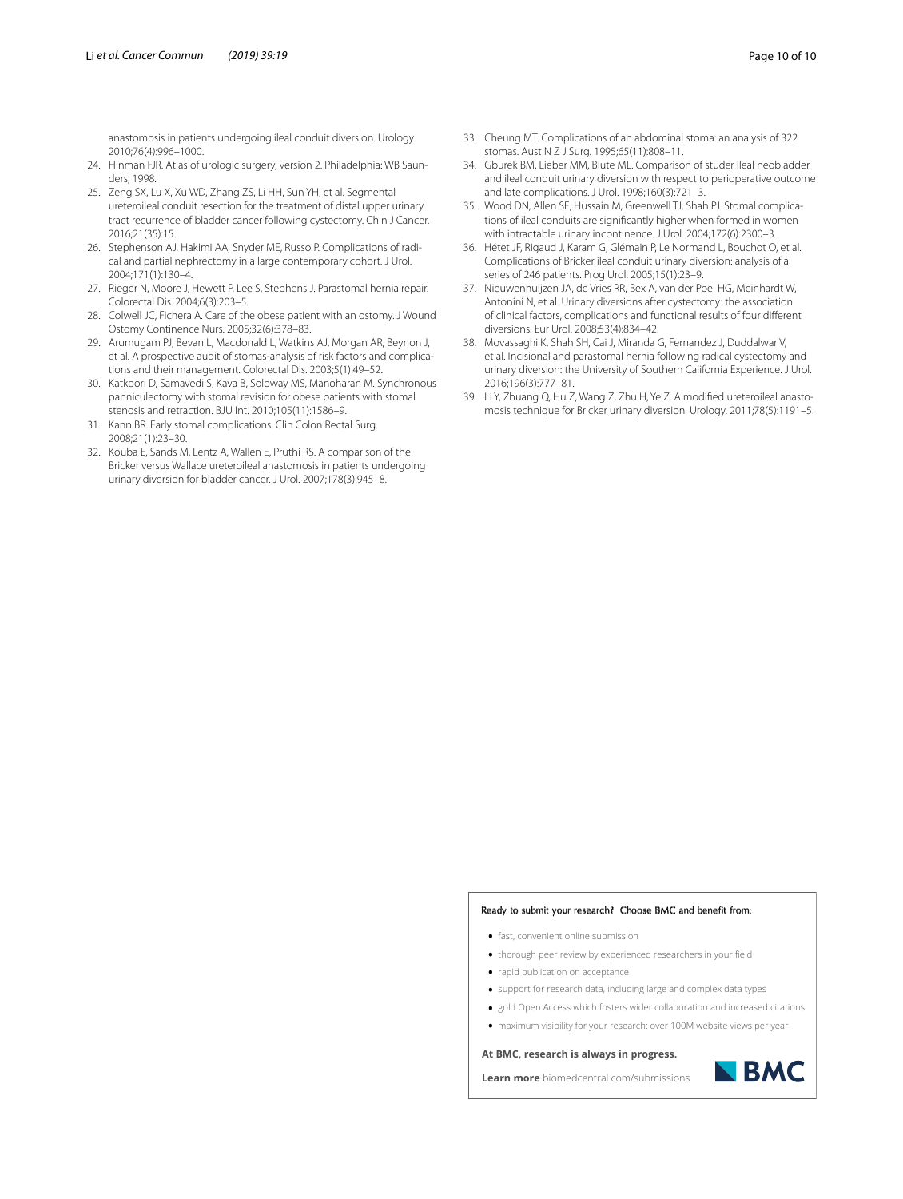anastomosis in patients undergoing ileal conduit diversion. Urology. 2010;76(4):996–1000.

24. Hinman FJR. Atlas of urologic surgery, version 2. Philadelphia: WB Saunders; 1998.
25. Zeng SX, Lu X, Xu WD, Zhang ZS, Li HH, Sun YH, et al. Segmental ureteroileal conduit resection for the treatment of distal upper urinary tract recurrence of bladder cancer following cystectomy. Chin J Cancer. 2016;21(35):15.
26. Stephenson AJ, Hakimi AA, Snyder ME, Russo P. Complications of radical and partial nephrectomy in a large contemporary cohort. J Urol. 2004;171(1):130–4.
27. Rieger N, Moore J, Hewett P, Lee S, Stephens J. Parastomal hernia repair. Colorectal Dis. 2004;6(3):203–5.
28. Colwell JC, Fichera A. Care of the obese patient with an ostomy. J Wound Ostomy Continence Nurs. 2005;32(6):378–83.
29. Arumugam PJ, Bevan L, Macdonald L, Watkins AJ, Morgan AR, Beynon J, et al. A prospective audit of stomas-analysis of risk factors and complications and their management. Colorectal Dis. 2003;5(1):49–52.
30. Katkoori D, Samavedi S, Kava B, Soloway MS, Manoharan M. Synchronous panniculectomy with stomal revision for obese patients with stomal stenosis and retraction. BJU Int. 2010;105(11):1586–9.
31. Kann BR. Early stomal complications. Clin Colon Rectal Surg. 2008;21(1):23–30.
32. Kouba E, Sands M, Lentz A, Wallen E, Pruthi RS. A comparison of the Bricker versus Wallace ureteroileal anastomosis in patients undergoing urinary diversion for bladder cancer. J Urol. 2007;178(3):945–8.
33. Cheung MT. Complications of an abdominal stoma: an analysis of 322 stomas. Aust N Z J Surg. 1995;65(11):808–11.
34. Gburek BM, Lieber MM, Blute ML. Comparison of studer ileal neobladder and ileal conduit urinary diversion with respect to perioperative outcome and late complications. J Urol. 1998;160(3):721–3.
35. Wood DN, Allen SE, Hussain M, Greenwell TJ, Shah PJ. Stomal complications of ileal conduits are significantly higher when formed in women with intractable urinary incontinence. J Urol. 2004;172(6):2300–3.
36. Hétet JF, Rigaud J, Karam G, Glémain P, Le Normand L, Bouchot O, et al. Complications of Bricker ileal conduit urinary diversion: analysis of a series of 246 patients. Prog Urol. 2005;15(1):23–9.
37. Nieuwenhuijzen JA, de Vries RR, Bex A, van der Poel HG, Meinhardt W, Antonini N, et al. Urinary diversions after cystectomy: the association of clinical factors, complications and functional results of four different diversions. Eur Urol. 2008;53(4):834–42.
38. Movassaghi K, Shah SH, Cai J, Miranda G, Fernandez J, Duddalwar V, et al. Incisional and parastomal hernia following radical cystectomy and urinary diversion: the University of Southern California Experience. J Urol. 2016;196(3):777–81.
39. Li Y, Zhuang Q, Hu Z, Wang Z, Zhu H, Ye Z. A modified ureteroileal anastomosis technique for Bricker urinary diversion. Urology. 2011;78(5):1191–5.

Ready to submit your research? Choose BMC and benefit from:

- fast, convenient online submission
- thorough peer review by experienced researchers in your field
- rapid publication on acceptance
- support for research data, including large and complex data types
- gold Open Access which fosters wider collaboration and increased citations
- maximum visibility for your research: over 100M website views per year

**At BMC, research is always in progress.**

**Learn more** biomedcentral.com/submissions

BMC